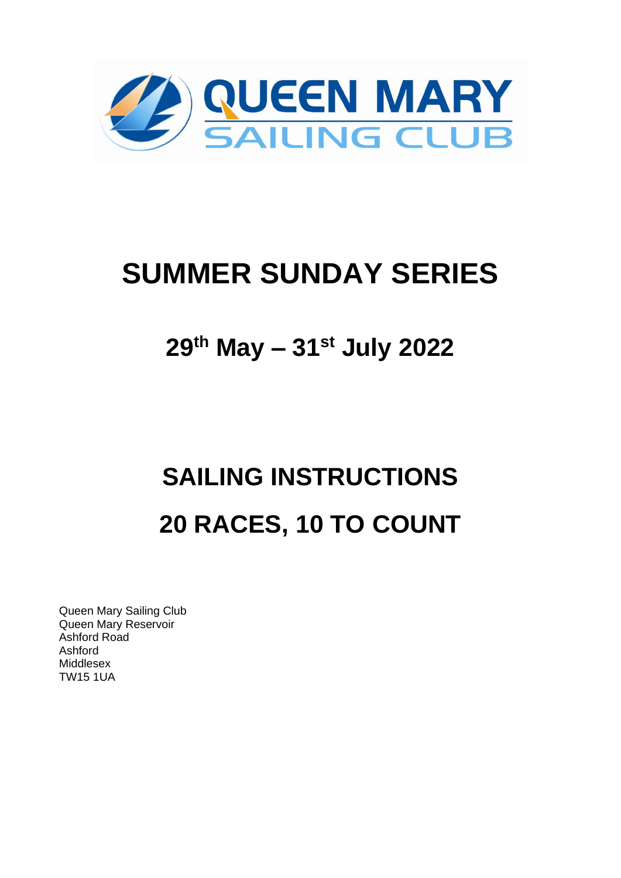QUEEN MARY SAILING CLUB

# SUMMER SUNDAY SERIES

## 29th May – 31st July 2022

# SAILING INSTRUCTIONS

# 20 RACES, 10 TO COUNT

Queen Mary Sailing Club
Queen Mary Reservoir
Ashford Road
Ashford
Middlesex
TW15 1UA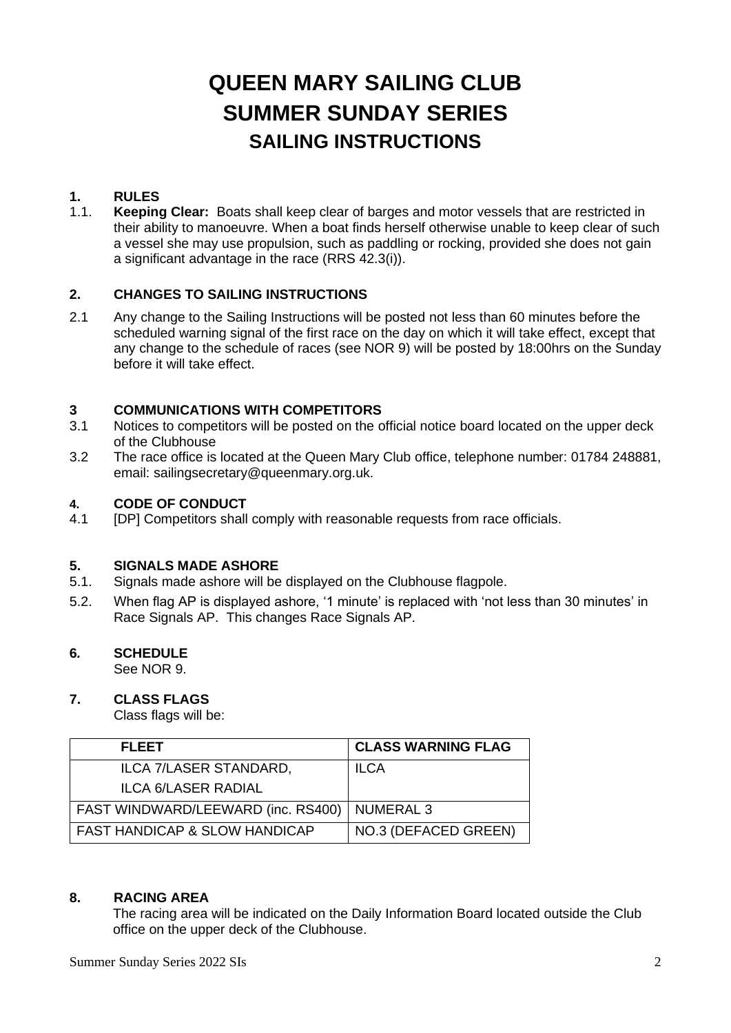# QUEEN MARY SAILING CLUB
# SUMMER SUNDAY SERIES
## SAILING INSTRUCTIONS

### 1. RULES

1.1. **Keeping Clear:** Boats shall keep clear of barges and motor vessels that are restricted in their ability to manoeuvre. When a boat finds herself otherwise unable to keep clear of such a vessel she may use propulsion, such as paddling or rocking, provided she does not gain a significant advantage in the race (RRS 42.3(i)).

### 2. CHANGES TO SAILING INSTRUCTIONS

2.1 Any change to the Sailing Instructions will be posted not less than 60 minutes before the scheduled warning signal of the first race on the day on which it will take effect, except that any change to the schedule of races (see NOR 9) will be posted by 18:00hrs on the Sunday before it will take effect.

### 3 COMMUNICATIONS WITH COMPETITORS

3.1 Notices to competitors will be posted on the official notice board located on the upper deck of the Clubhouse

3.2 The race office is located at the Queen Mary Club office, telephone number: 01784 248881, email: sailingsecretary@queenmary.org.uk.

### 4. CODE OF CONDUCT

4.1 [DP] Competitors shall comply with reasonable requests from race officials.

### 5. SIGNALS MADE ASHORE

5.1. Signals made ashore will be displayed on the Clubhouse flagpole.

5.2. When flag AP is displayed ashore, '1 minute' is replaced with 'not less than 30 minutes' in Race Signals AP. This changes Race Signals AP.

### 6. SCHEDULE

See NOR 9.

### 7. CLASS FLAGS

Class flags will be:

| FLEET | CLASS WARNING FLAG |
|---|---|
| ILCA 7/LASER STANDARD, ILCA 6/LASER RADIAL | ILCA |
| FAST WINDWARD/LEEWARD (inc. RS400) | NUMERAL 3 |
| FAST HANDICAP & SLOW HANDICAP | NO.3 (DEFACED GREEN) |

### 8. RACING AREA

The racing area will be indicated on the Daily Information Board located outside the Club office on the upper deck of the Clubhouse.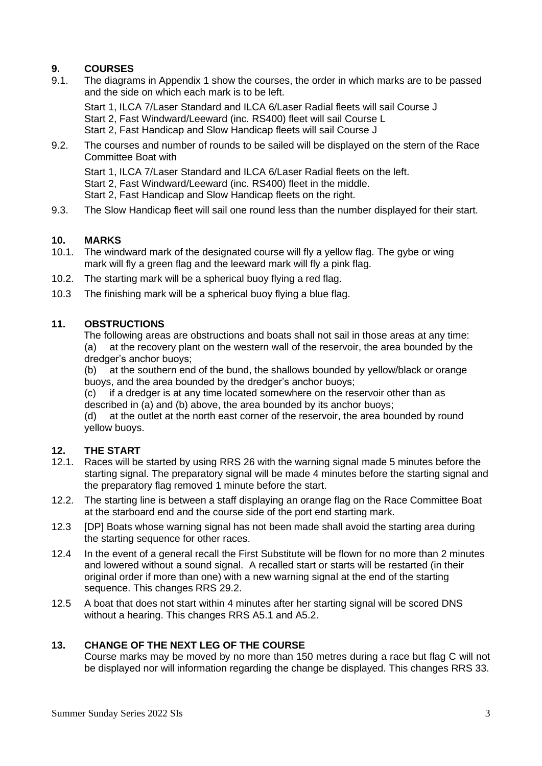## 9. COURSES

9.1. The diagrams in Appendix 1 show the courses, the order in which marks are to be passed and the side on which each mark is to be left.

Start 1, ILCA 7/Laser Standard and ILCA 6/Laser Radial fleets will sail Course J
Start 2, Fast Windward/Leeward (inc. RS400) fleet will sail Course L
Start 2, Fast Handicap and Slow Handicap fleets will sail Course J

9.2. The courses and number of rounds to be sailed will be displayed on the stern of the Race Committee Boat with

Start 1, ILCA 7/Laser Standard and ILCA 6/Laser Radial fleets on the left.
Start 2, Fast Windward/Leeward (inc. RS400) fleet in the middle.
Start 2, Fast Handicap and Slow Handicap fleets on the right.

9.3. The Slow Handicap fleet will sail one round less than the number displayed for their start.

## 10. MARKS

10.1. The windward mark of the designated course will fly a yellow flag. The gybe or wing mark will fly a green flag and the leeward mark will fly a pink flag.

10.2. The starting mark will be a spherical buoy flying a red flag.

10.3 The finishing mark will be a spherical buoy flying a blue flag.

## 11. OBSTRUCTIONS

The following areas are obstructions and boats shall not sail in those areas at any time:

(a) at the recovery plant on the western wall of the reservoir, the area bounded by the dredger's anchor buoys;

(b) at the southern end of the bund, the shallows bounded by yellow/black or orange buoys, and the area bounded by the dredger's anchor buoys;

(c) if a dredger is at any time located somewhere on the reservoir other than as described in (a) and (b) above, the area bounded by its anchor buoys;

(d) at the outlet at the north east corner of the reservoir, the area bounded by round yellow buoys.

## 12. THE START

12.1. Races will be started by using RRS 26 with the warning signal made 5 minutes before the starting signal. The preparatory signal will be made 4 minutes before the starting signal and the preparatory flag removed 1 minute before the start.

12.2. The starting line is between a staff displaying an orange flag on the Race Committee Boat at the starboard end and the course side of the port end starting mark.

12.3 [DP] Boats whose warning signal has not been made shall avoid the starting area during the starting sequence for other races.

12.4 In the event of a general recall the First Substitute will be flown for no more than 2 minutes and lowered without a sound signal. A recalled start or starts will be restarted (in their original order if more than one) with a new warning signal at the end of the starting sequence. This changes RRS 29.2.

12.5 A boat that does not start within 4 minutes after her starting signal will be scored DNS without a hearing. This changes RRS A5.1 and A5.2.

## 13. CHANGE OF THE NEXT LEG OF THE COURSE

Course marks may be moved by no more than 150 metres during a race but flag C will not be displayed nor will information regarding the change be displayed. This changes RRS 33.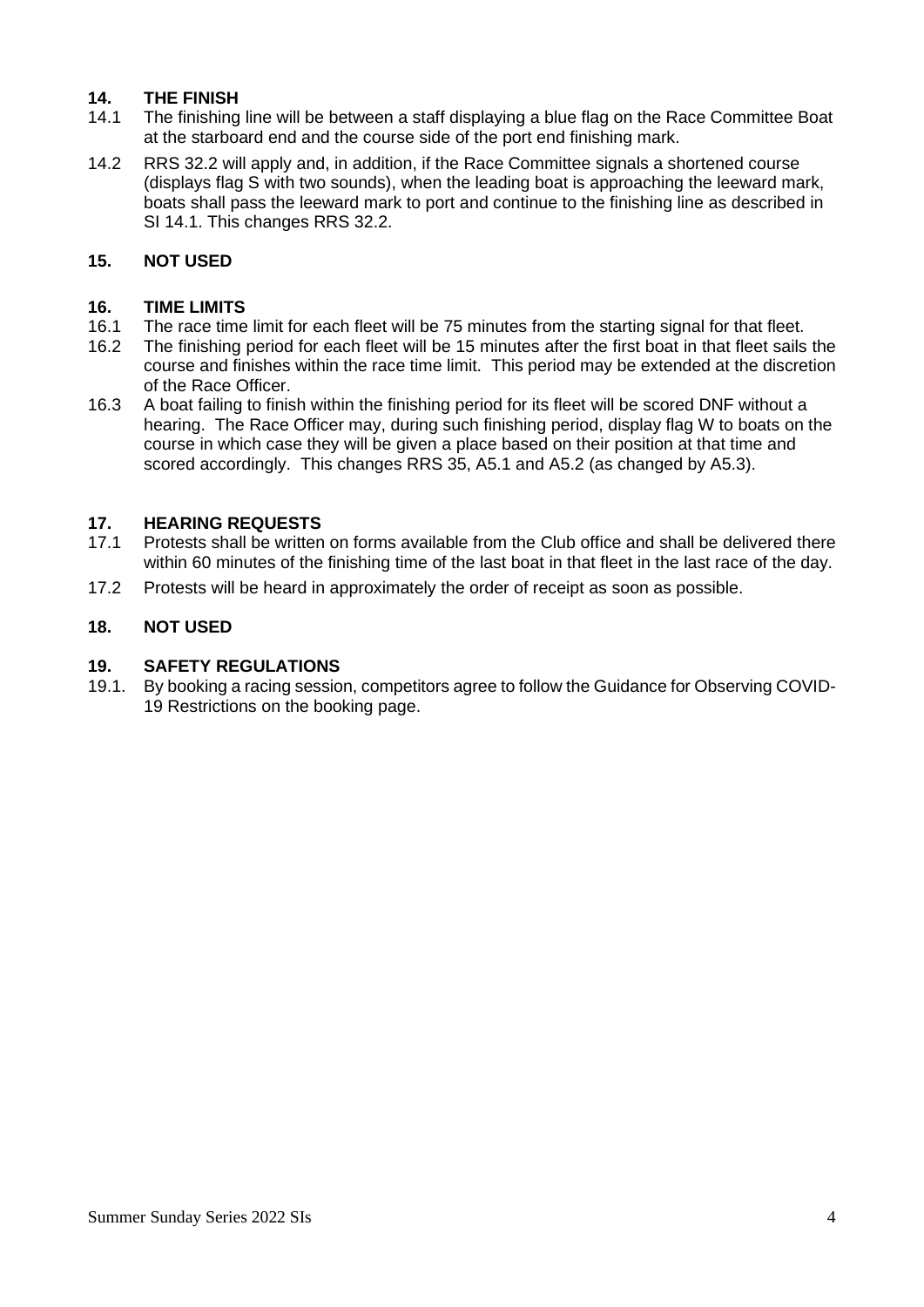## 14. THE FINISH

14.1 The finishing line will be between a staff displaying a blue flag on the Race Committee Boat at the starboard end and the course side of the port end finishing mark.

14.2 RRS 32.2 will apply and, in addition, if the Race Committee signals a shortened course (displays flag S with two sounds), when the leading boat is approaching the leeward mark, boats shall pass the leeward mark to port and continue to the finishing line as described in SI 14.1. This changes RRS 32.2.

## 15. NOT USED

## 16. TIME LIMITS

16.1 The race time limit for each fleet will be 75 minutes from the starting signal for that fleet.

16.2 The finishing period for each fleet will be 15 minutes after the first boat in that fleet sails the course and finishes within the race time limit. This period may be extended at the discretion of the Race Officer.

16.3 A boat failing to finish within the finishing period for its fleet will be scored DNF without a hearing. The Race Officer may, during such finishing period, display flag W to boats on the course in which case they will be given a place based on their position at that time and scored accordingly. This changes RRS 35, A5.1 and A5.2 (as changed by A5.3).

## 17. HEARING REQUESTS

17.1 Protests shall be written on forms available from the Club office and shall be delivered there within 60 minutes of the finishing time of the last boat in that fleet in the last race of the day.

17.2 Protests will be heard in approximately the order of receipt as soon as possible.

## 18. NOT USED

## 19. SAFETY REGULATIONS

19.1. By booking a racing session, competitors agree to follow the Guidance for Observing COVID-19 Restrictions on the booking page.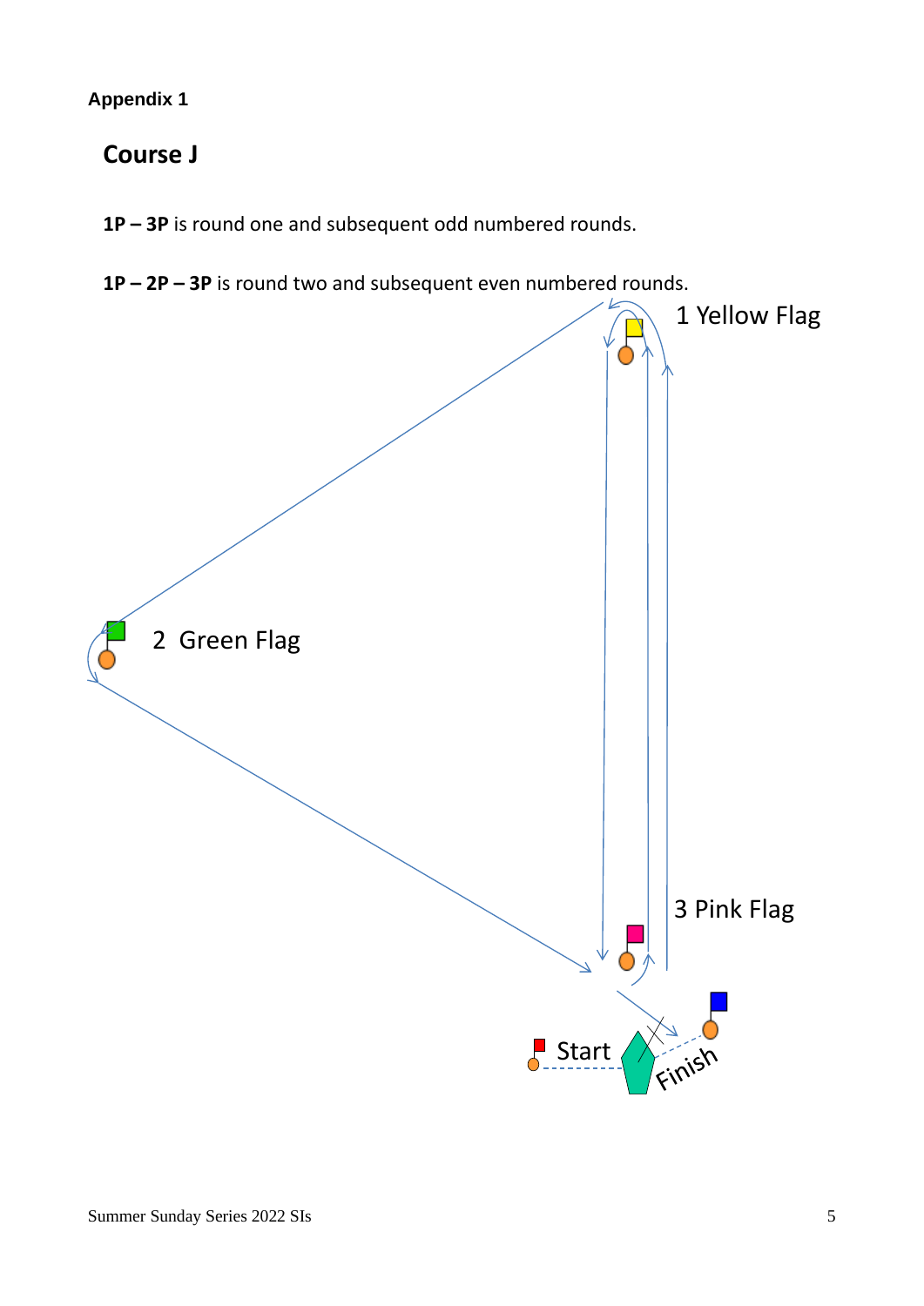**Appendix 1**

## Course J

**1P – 3P** is round one and subsequent odd numbered rounds.

**1P – 2P – 3P** is round two and subsequent even numbered rounds.

1 Yellow Flag

2 Green Flag

3 Pink Flag

Start

Finish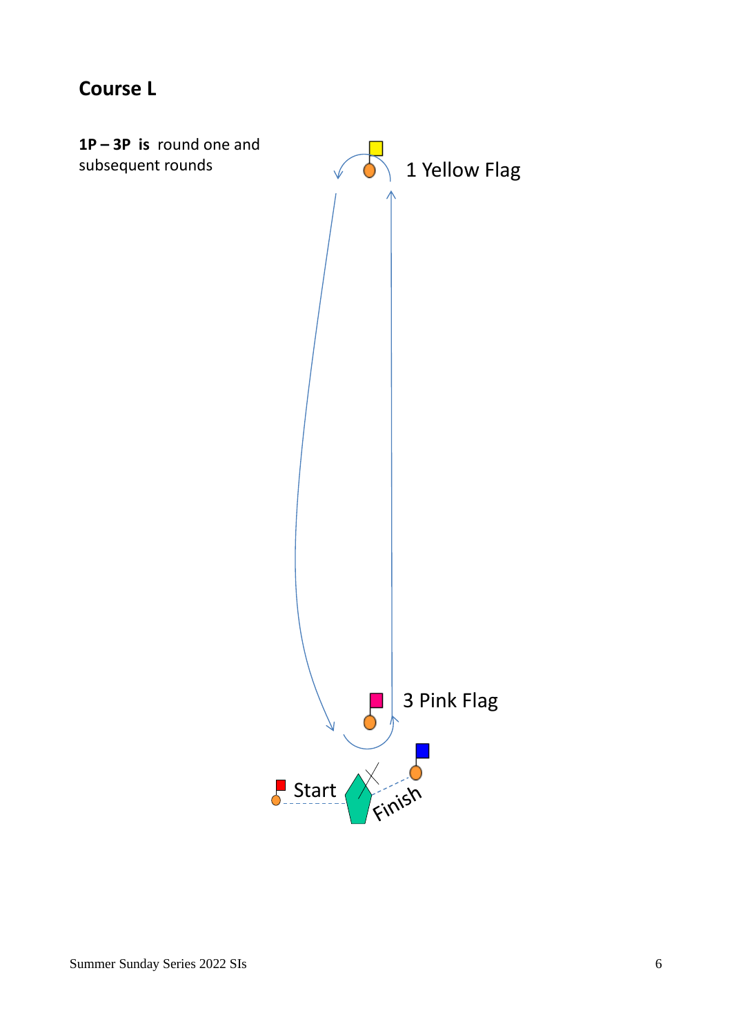# Course L

**1P – 3P is** round one and subsequent rounds

1 Yellow Flag

3 Pink Flag

Start

Finish